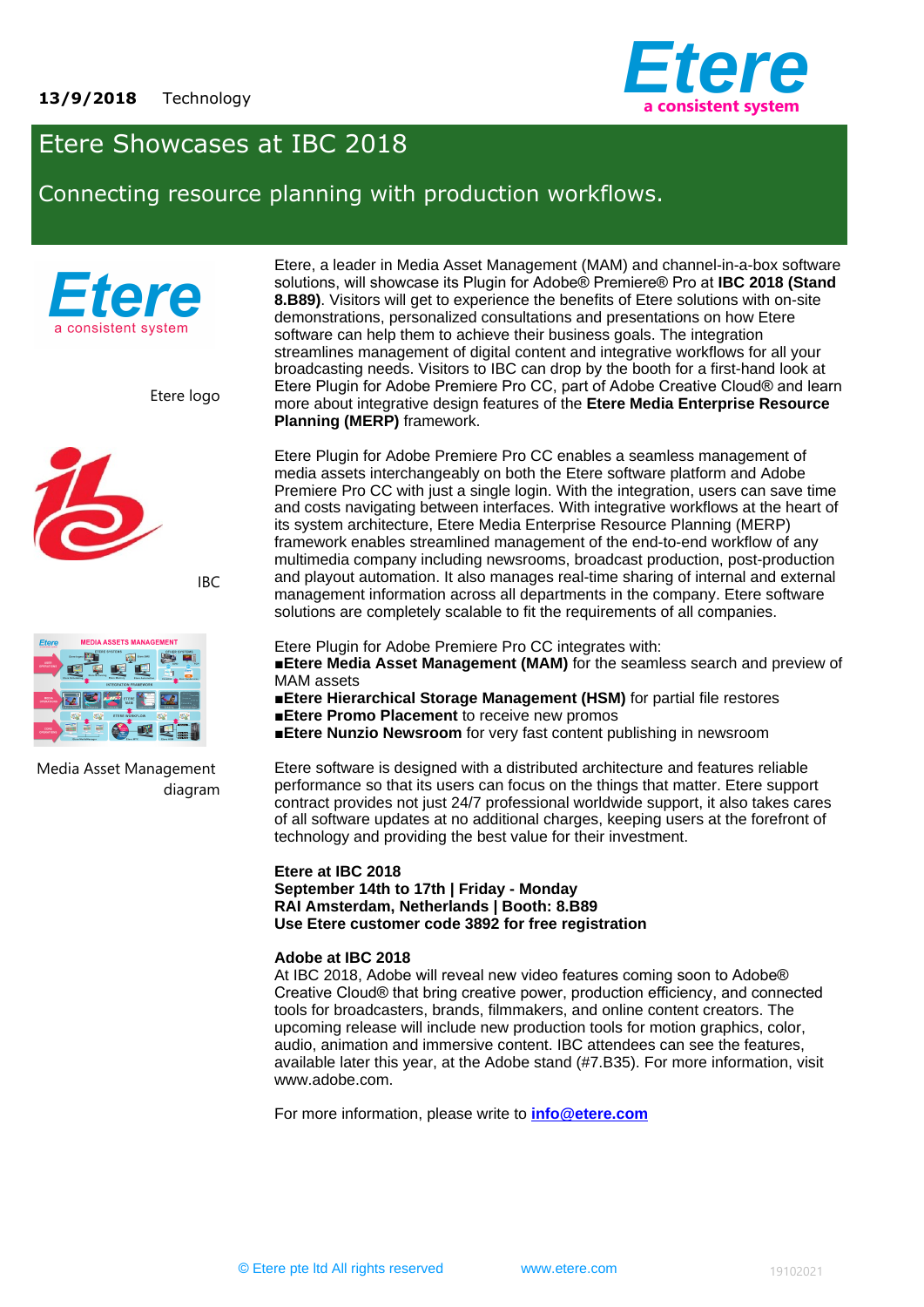**13/9/2018** Technology

# Etere Showcases at IBC 2018

## Connecting resource planning with production workflows.

Etere logo

IBC

Media Asset Management diagram

Etere, a leader in Media Asset Management (MAM) and channel-in-a-box software solutions, will showcase its Plugin for Adobe® Premiere® Pro at **IBC 2018 (Stand 8.B89)**. Visitors will get to experience the benefits of Etere solutions with on-site demonstrations, personalized consultations and presentations on how Etere software can help them to achieve their business goals. The integration streamlines management of digital content and integrative workflows for all your broadcasting needs. Visitors to IBC can drop by the booth for a first-hand look at Etere Plugin for Adobe Premiere Pro CC, part of Adobe Creative Cloud® and learn more about integrative design features of the **Etere Media Enterprise Resource Planning (MERP)** framework.

Etere Plugin for Adobe Premiere Pro CC enables a seamless management of media assets interchangeably on both the Etere software platform and Adobe Premiere Pro CC with just a single login. With the integration, users can save time and costs navigating between interfaces. With integrative workflows at the heart of its system architecture, Etere Media Enterprise Resource Planning (MERP) framework enables streamlined management of the end-to-end workflow of any multimedia company including newsrooms, broadcast production, post-production and playout automation. It also manages real-time sharing of internal and external management information across all departments in the company. Etere software solutions are completely scalable to fit the requirements of all companies.

Etere Plugin for Adobe Premiere Pro CC integrates with:

- **Etere Media Asset Management (MAM)** for the seamless search and preview of MAM assets
- **Etere Hierarchical Storage Management (HSM)** for partial file restores
- **Etere Promo Placement** to receive new promos
- **Etere Nunzio Newsroom** for very fast content publishing in newsroom

Etere software is designed with a distributed architecture and features reliable performance so that its users can focus on the things that matter. Etere support contract provides not just 24/7 professional worldwide support, it also takes cares of all software updates at no additional charges, keeping users at the forefront of technology and providing the best value for their investment.

**Etere at IBC 2018**
**September 14th to 17th | Friday - Monday**
**RAI Amsterdam, Netherlands | Booth: 8.B89**
**Use Etere customer code 3892 for free registration**

**Adobe at IBC 2018**
At IBC 2018, Adobe will reveal new video features coming soon to Adobe® Creative Cloud® that bring creative power, production efficiency, and connected tools for broadcasters, brands, filmmakers, and online content creators. The upcoming release will include new production tools for motion graphics, color, audio, animation and immersive content. IBC attendees can see the features, available later this year, at the Adobe stand (#7.B35). For more information, visit www.adobe.com.

For more information, please write to **info@etere.com**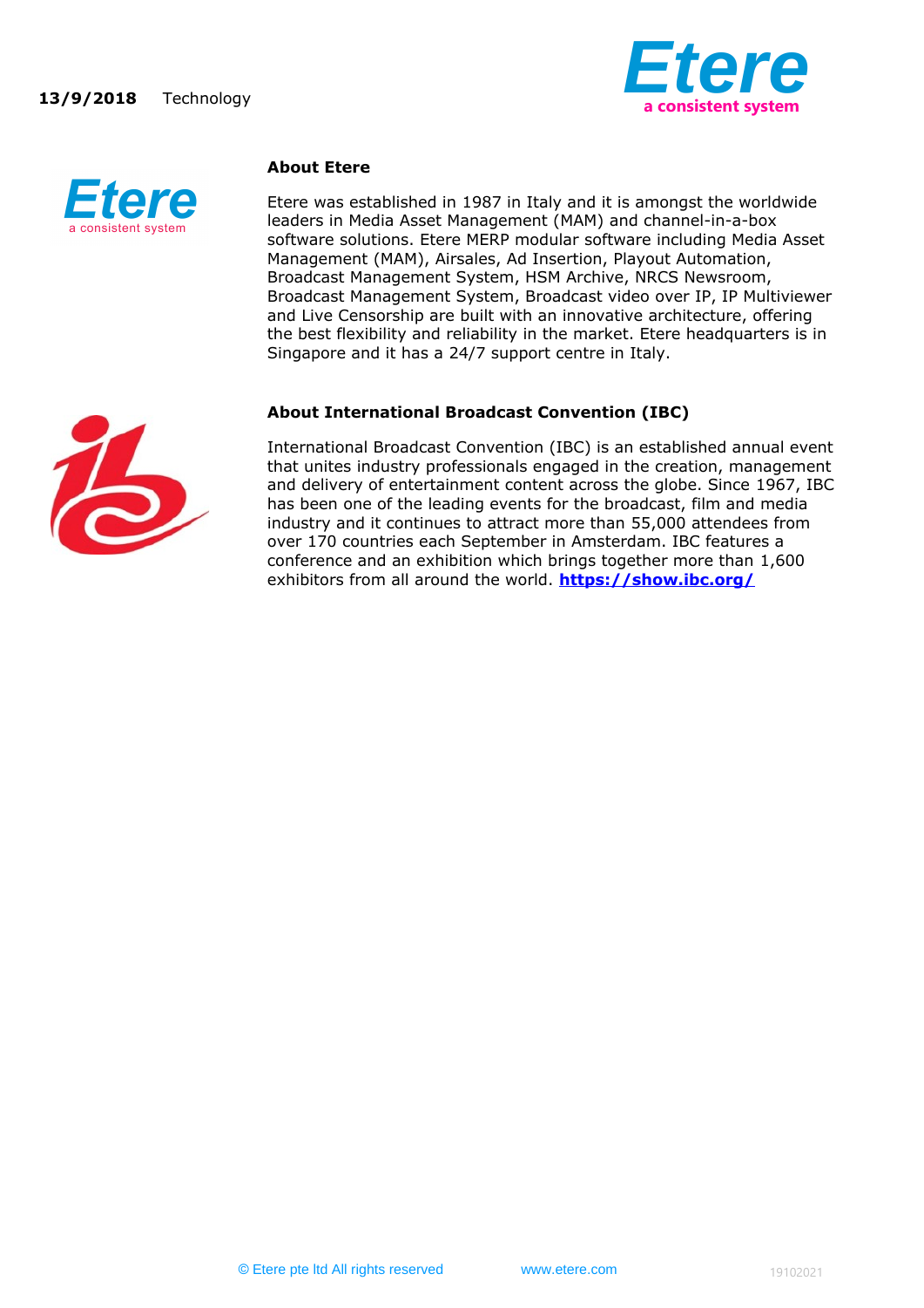**13/9/2018** Technology

## About Etere

Etere was established in 1987 in Italy and it is amongst the worldwide leaders in Media Asset Management (MAM) and channel-in-a-box software solutions. Etere MERP modular software including Media Asset Management (MAM), Airsales, Ad Insertion, Playout Automation, Broadcast Management System, HSM Archive, NRCS Newsroom, Broadcast Management System, Broadcast video over IP, IP Multiviewer and Live Censorship are built with an innovative architecture, offering the best flexibility and reliability in the market. Etere headquarters is in Singapore and it has a 24/7 support centre in Italy.

## About International Broadcast Convention (IBC)

International Broadcast Convention (IBC) is an established annual event that unites industry professionals engaged in the creation, management and delivery of entertainment content across the globe. Since 1967, IBC has been one of the leading events for the broadcast, film and media industry and it continues to attract more than 55,000 attendees from over 170 countries each September in Amsterdam. IBC features a conference and an exhibition which brings together more than 1,600 exhibitors from all around the world. **https://show.ibc.org/**

© Etere pte ltd All rights reserved www.etere.com